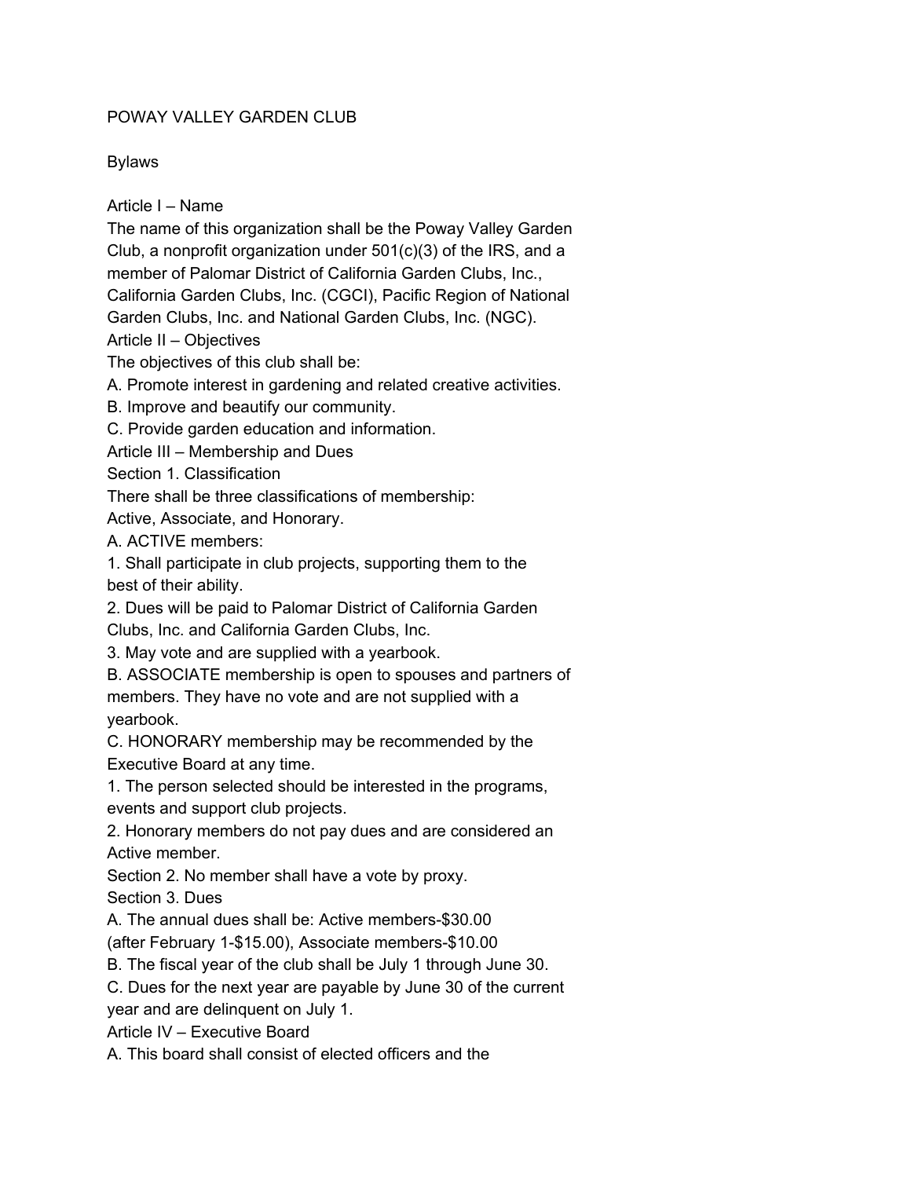# POWAY VALLEY GARDEN CLUB

## Bylaws

### Article I – Name

The name of this organization shall be the Poway Valley Garden Club, a nonprofit organization under 501(c)(3) of the IRS, and a member of Palomar District of California Garden Clubs, Inc., California Garden Clubs, Inc. (CGCI), Pacific Region of National Garden Clubs, Inc. and National Garden Clubs, Inc. (NGC).

### Article II – Objectives

The objectives of this club shall be:

A. Promote interest in gardening and related creative activities.

B. Improve and beautify our community.

C. Provide garden education and information.

### Article III – Membership and Dues

#### Section 1. Classification

There shall be three classifications of membership: Active, Associate, and Honorary.

A. ACTIVE members:

1. Shall participate in club projects, supporting them to the best of their ability.
2. Dues will be paid to Palomar District of California Garden Clubs, Inc. and California Garden Clubs, Inc.
3. May vote and are supplied with a yearbook.

B. ASSOCIATE membership is open to spouses and partners of members. They have no vote and are not supplied with a yearbook.

C. HONORARY membership may be recommended by the Executive Board at any time.

1. The person selected should be interested in the programs, events and support club projects.
2. Honorary members do not pay dues and are considered an Active member.

#### Section 2. No member shall have a vote by proxy.

#### Section 3. Dues

A. The annual dues shall be: Active members-$30.00 (after February 1-$15.00), Associate members-$10.00

B. The fiscal year of the club shall be July 1 through June 30.

C. Dues for the next year are payable by June 30 of the current year and are delinquent on July 1.

### Article IV – Executive Board

A. This board shall consist of elected officers and the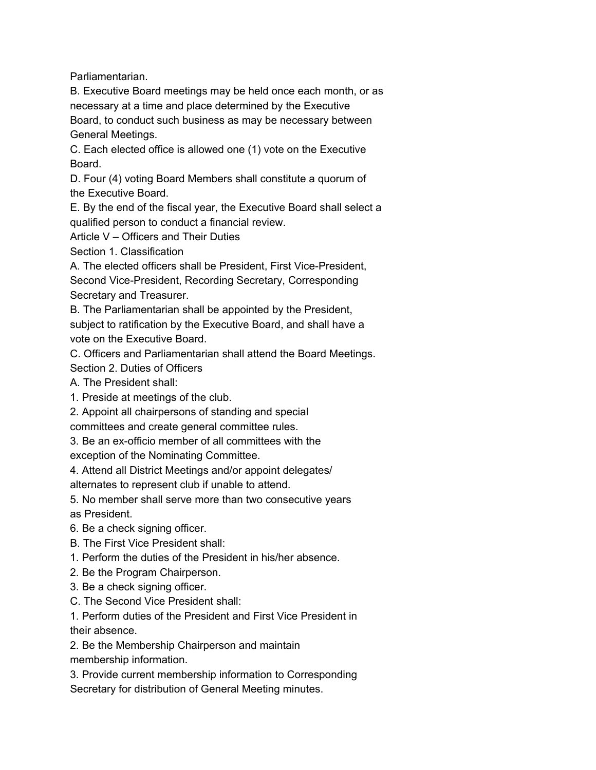Parliamentarian.

B. Executive Board meetings may be held once each month, or as necessary at a time and place determined by the Executive Board, to conduct such business as may be necessary between General Meetings.

C. Each elected office is allowed one (1) vote on the Executive Board.

D. Four (4) voting Board Members shall constitute a quorum of the Executive Board.

E. By the end of the fiscal year, the Executive Board shall select a qualified person to conduct a financial review.

## Article V – Officers and Their Duties

### Section 1. Classification

A. The elected officers shall be President, First Vice-President, Second Vice-President, Recording Secretary, Corresponding Secretary and Treasurer.

B. The Parliamentarian shall be appointed by the President, subject to ratification by the Executive Board, and shall have a vote on the Executive Board.

C. Officers and Parliamentarian shall attend the Board Meetings.

### Section 2. Duties of Officers

A. The President shall:

1. Preside at meetings of the club.
2. Appoint all chairpersons of standing and special committees and create general committee rules.
3. Be an ex-officio member of all committees with the exception of the Nominating Committee.
4. Attend all District Meetings and/or appoint delegates/ alternates to represent club if unable to attend.
5. No member shall serve more than two consecutive years as President.
6. Be a check signing officer.

B. The First Vice President shall:

1. Perform the duties of the President in his/her absence.
2. Be the Program Chairperson.
3. Be a check signing officer.

C. The Second Vice President shall:

1. Perform duties of the President and First Vice President in their absence.
2. Be the Membership Chairperson and maintain membership information.
3. Provide current membership information to Corresponding Secretary for distribution of General Meeting minutes.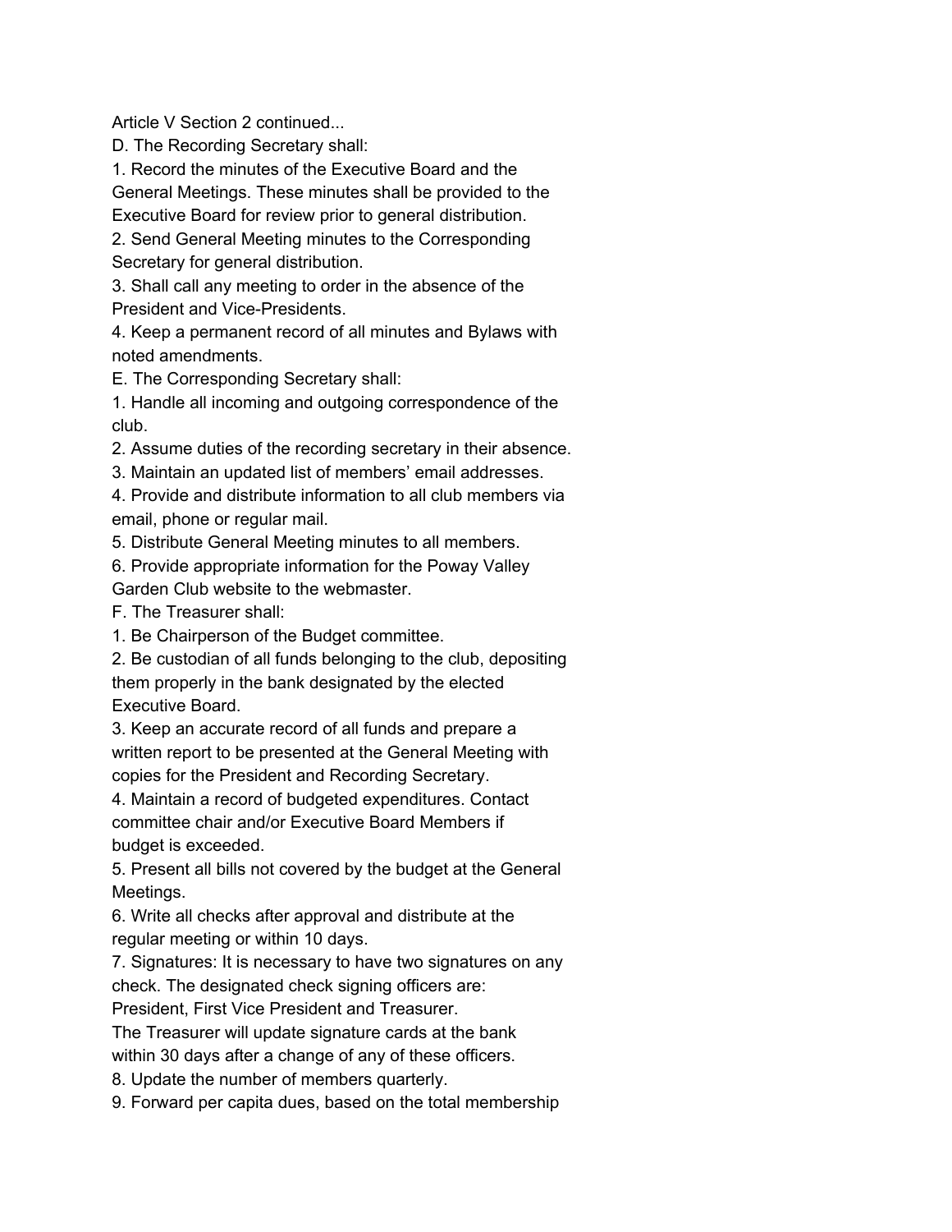Article V Section 2 continued...

D. The Recording Secretary shall:

1. Record the minutes of the Executive Board and the General Meetings. These minutes shall be provided to the Executive Board for review prior to general distribution.
2. Send General Meeting minutes to the Corresponding Secretary for general distribution.
3. Shall call any meeting to order in the absence of the President and Vice-Presidents.
4. Keep a permanent record of all minutes and Bylaws with noted amendments.

E. The Corresponding Secretary shall:

1. Handle all incoming and outgoing correspondence of the club.
2. Assume duties of the recording secretary in their absence.
3. Maintain an updated list of members' email addresses.
4. Provide and distribute information to all club members via email, phone or regular mail.
5. Distribute General Meeting minutes to all members.
6. Provide appropriate information for the Poway Valley Garden Club website to the webmaster.

F. The Treasurer shall:

1. Be Chairperson of the Budget committee.
2. Be custodian of all funds belonging to the club, depositing them properly in the bank designated by the elected Executive Board.
3. Keep an accurate record of all funds and prepare a written report to be presented at the General Meeting with copies for the President and Recording Secretary.
4. Maintain a record of budgeted expenditures. Contact committee chair and/or Executive Board Members if budget is exceeded.
5. Present all bills not covered by the budget at the General Meetings.
6. Write all checks after approval and distribute at the regular meeting or within 10 days.
7. Signatures: It is necessary to have two signatures on any check. The designated check signing officers are: President, First Vice President and Treasurer. The Treasurer will update signature cards at the bank within 30 days after a change of any of these officers.
8. Update the number of members quarterly.
9. Forward per capita dues, based on the total membership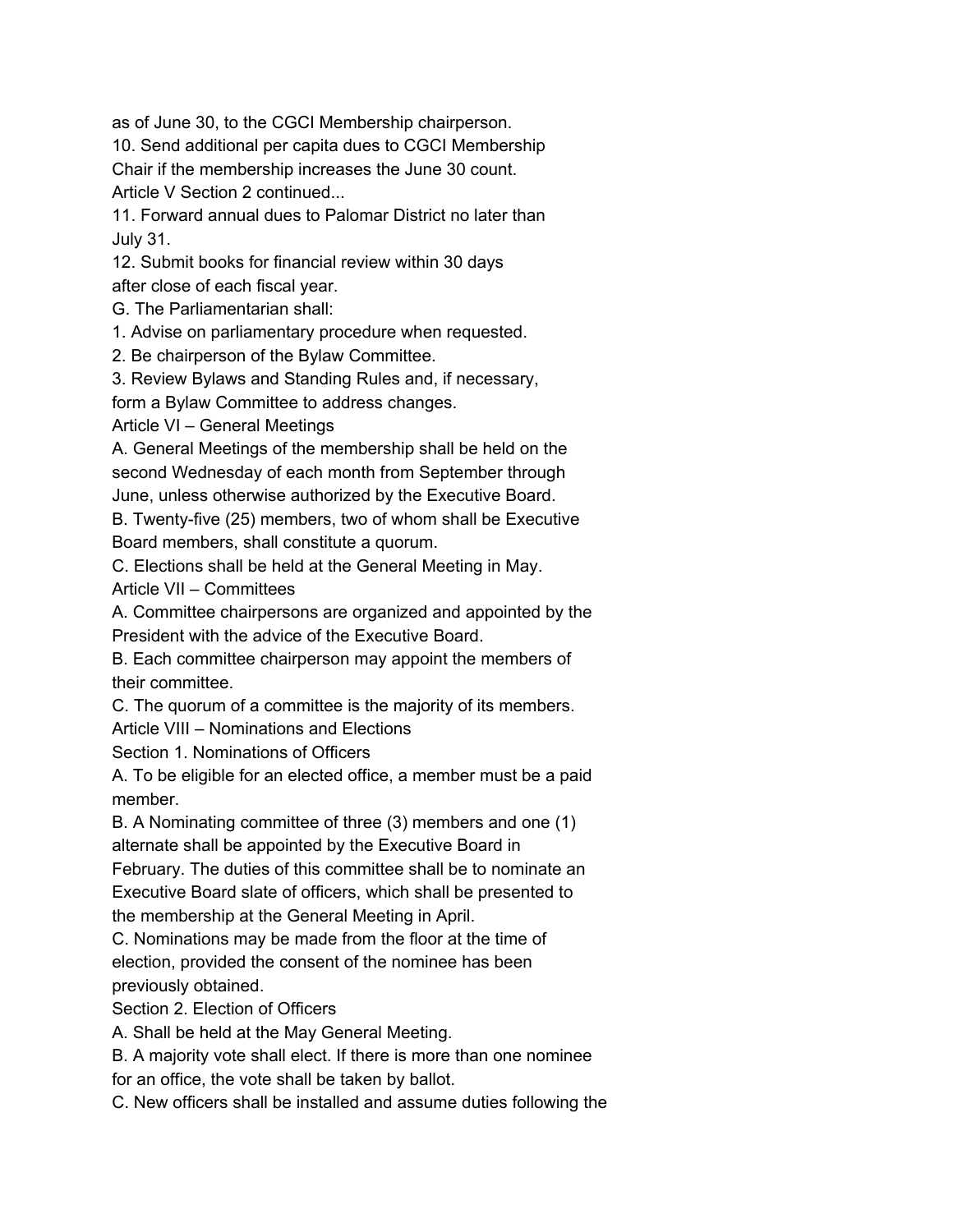as of June 30, to the CGCI Membership chairperson.

10. Send additional per capita dues to CGCI Membership Chair if the membership increases the June 30 count.

Article V Section 2 continued...

11. Forward annual dues to Palomar District no later than July 31.

12. Submit books for financial review within 30 days after close of each fiscal year.

G. The Parliamentarian shall:

1. Advise on parliamentary procedure when requested.
2. Be chairperson of the Bylaw Committee.
3. Review Bylaws and Standing Rules and, if necessary, form a Bylaw Committee to address changes.

## Article VI – General Meetings

A. General Meetings of the membership shall be held on the second Wednesday of each month from September through June, unless otherwise authorized by the Executive Board.

B. Twenty-five (25) members, two of whom shall be Executive Board members, shall constitute a quorum.

C. Elections shall be held at the General Meeting in May.

## Article VII – Committees

A. Committee chairpersons are organized and appointed by the President with the advice of the Executive Board.

B. Each committee chairperson may appoint the members of their committee.

C. The quorum of a committee is the majority of its members.

## Article VIII – Nominations and Elections

### Section 1. Nominations of Officers

A. To be eligible for an elected office, a member must be a paid member.

B. A Nominating committee of three (3) members and one (1) alternate shall be appointed by the Executive Board in February. The duties of this committee shall be to nominate an Executive Board slate of officers, which shall be presented to the membership at the General Meeting in April.

C. Nominations may be made from the floor at the time of election, provided the consent of the nominee has been previously obtained.

### Section 2. Election of Officers

A. Shall be held at the May General Meeting.

B. A majority vote shall elect. If there is more than one nominee for an office, the vote shall be taken by ballot.

C. New officers shall be installed and assume duties following the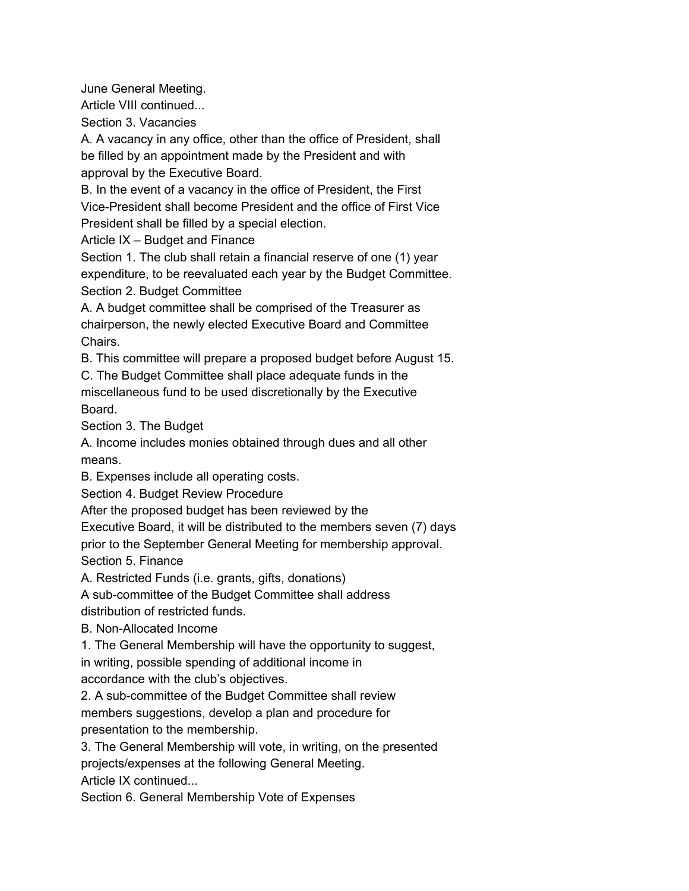June General Meeting.

Article VIII continued...

Section 3. Vacancies

A. A vacancy in any office, other than the office of President, shall be filled by an appointment made by the President and with approval by the Executive Board.

B. In the event of a vacancy in the office of President, the First Vice-President shall become President and the office of First Vice President shall be filled by a special election.

## Article IX – Budget and Finance

Section 1. The club shall retain a financial reserve of one (1) year expenditure, to be reevaluated each year by the Budget Committee.

Section 2. Budget Committee

A. A budget committee shall be comprised of the Treasurer as chairperson, the newly elected Executive Board and Committee Chairs.

B. This committee will prepare a proposed budget before August 15.

C. The Budget Committee shall place adequate funds in the miscellaneous fund to be used discretionally by the Executive Board.

Section 3. The Budget

A. Income includes monies obtained through dues and all other means.

B. Expenses include all operating costs.

Section 4. Budget Review Procedure

After the proposed budget has been reviewed by the Executive Board, it will be distributed to the members seven (7) days prior to the September General Meeting for membership approval.

Section 5. Finance

A. Restricted Funds (i.e. grants, gifts, donations)

A sub-committee of the Budget Committee shall address distribution of restricted funds.

B. Non-Allocated Income

1. The General Membership will have the opportunity to suggest, in writing, possible spending of additional income in accordance with the club's objectives.
2. A sub-committee of the Budget Committee shall review members suggestions, develop a plan and procedure for presentation to the membership.
3. The General Membership will vote, in writing, on the presented projects/expenses at the following General Meeting.

Article IX continued...

Section 6. General Membership Vote of Expenses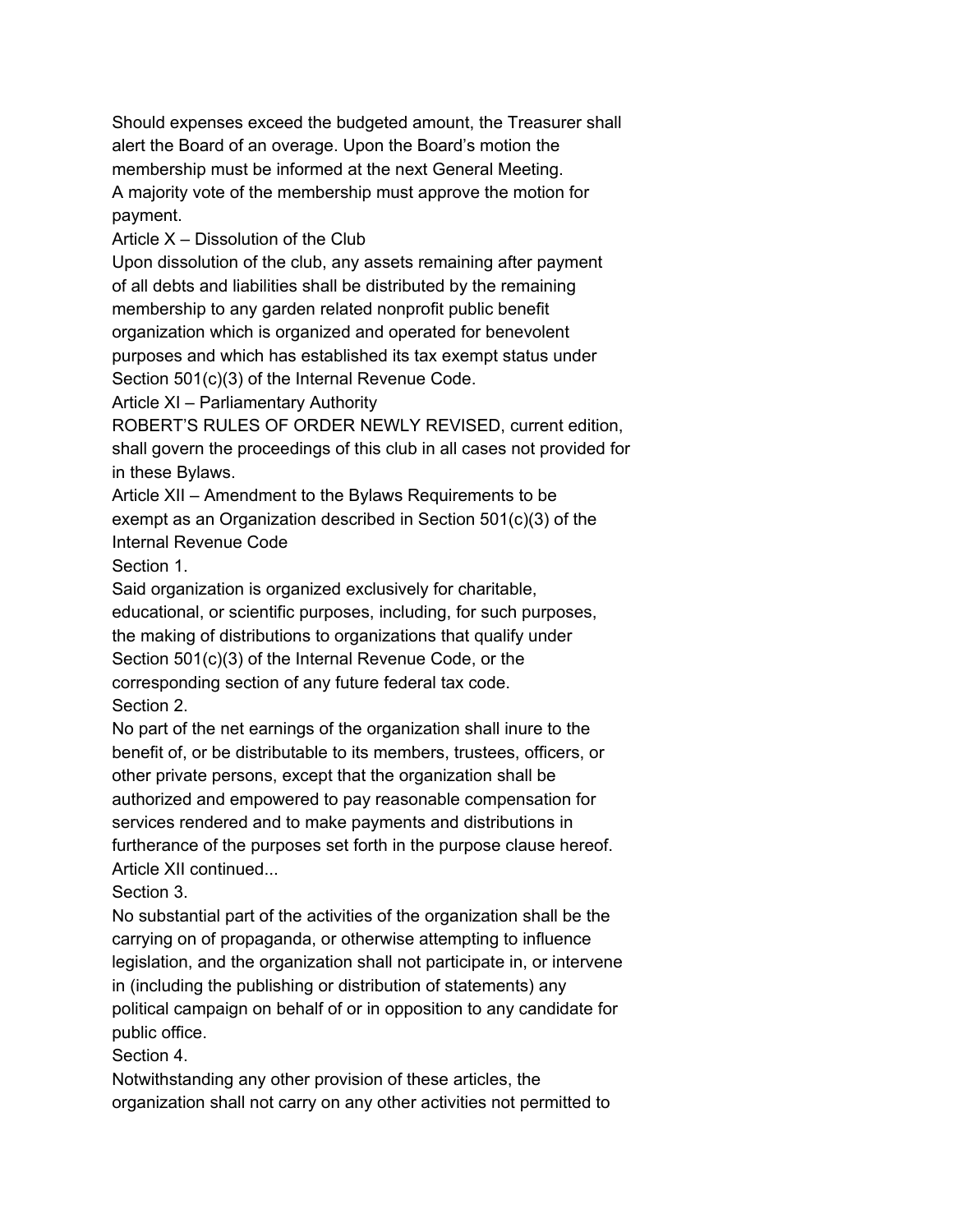Should expenses exceed the budgeted amount, the Treasurer shall alert the Board of an overage. Upon the Board's motion the membership must be informed at the next General Meeting. A majority vote of the membership must approve the motion for payment.

## Article X – Dissolution of the Club

Upon dissolution of the club, any assets remaining after payment of all debts and liabilities shall be distributed by the remaining membership to any garden related nonprofit public benefit organization which is organized and operated for benevolent purposes and which has established its tax exempt status under Section 501(c)(3) of the Internal Revenue Code.

## Article XI – Parliamentary Authority

ROBERT'S RULES OF ORDER NEWLY REVISED, current edition, shall govern the proceedings of this club in all cases not provided for in these Bylaws.

## Article XII – Amendment to the Bylaws Requirements to be exempt as an Organization described in Section 501(c)(3) of the Internal Revenue Code

### Section 1.

Said organization is organized exclusively for charitable, educational, or scientific purposes, including, for such purposes, the making of distributions to organizations that qualify under Section 501(c)(3) of the Internal Revenue Code, or the corresponding section of any future federal tax code.

### Section 2.

No part of the net earnings of the organization shall inure to the benefit of, or be distributable to its members, trustees, officers, or other private persons, except that the organization shall be authorized and empowered to pay reasonable compensation for services rendered and to make payments and distributions in furtherance of the purposes set forth in the purpose clause hereof.

Article XII continued...

### Section 3.

No substantial part of the activities of the organization shall be the carrying on of propaganda, or otherwise attempting to influence legislation, and the organization shall not participate in, or intervene in (including the publishing or distribution of statements) any political campaign on behalf of or in opposition to any candidate for public office.

### Section 4.

Notwithstanding any other provision of these articles, the organization shall not carry on any other activities not permitted to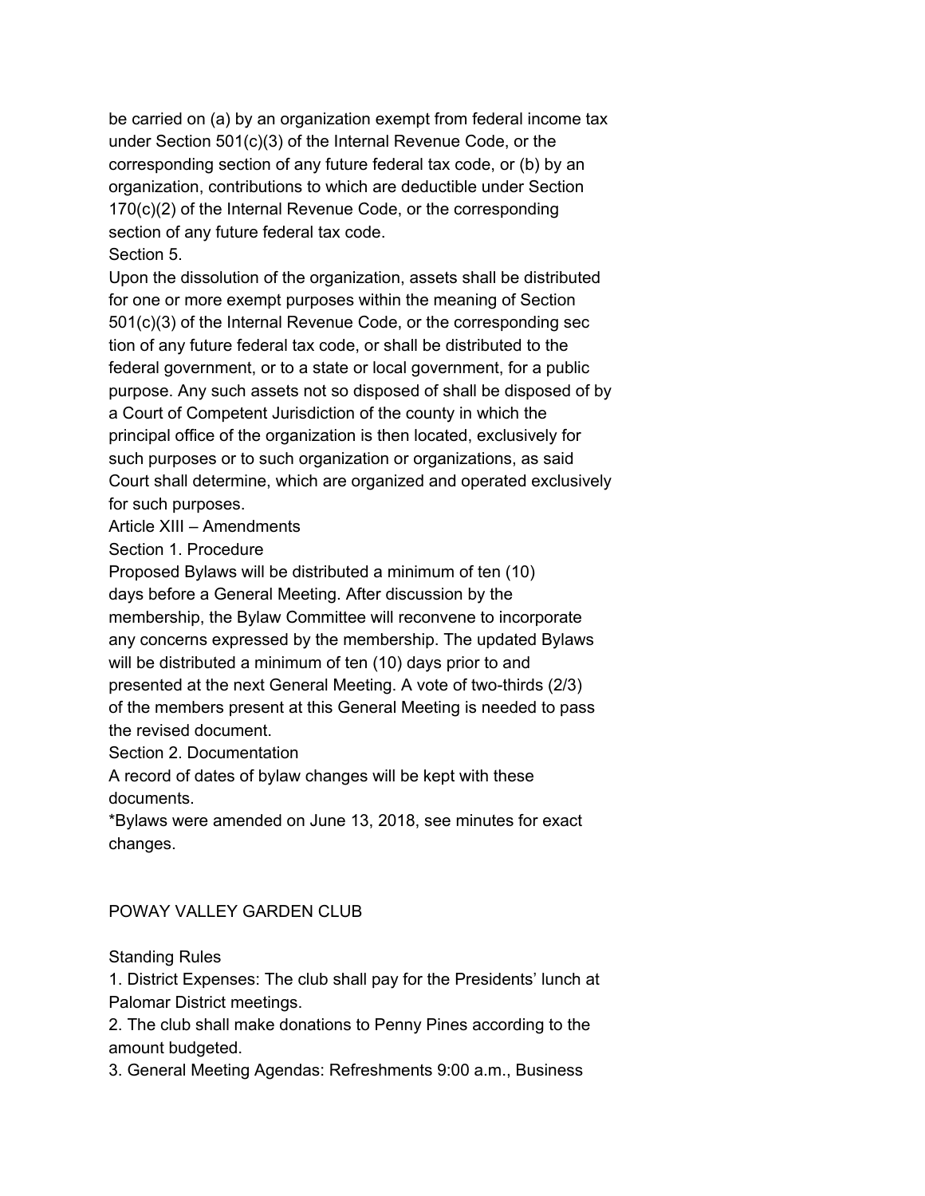be carried on (a) by an organization exempt from federal income tax under Section 501(c)(3) of the Internal Revenue Code, or the corresponding section of any future federal tax code, or (b) by an organization, contributions to which are deductible under Section 170(c)(2) of the Internal Revenue Code, or the corresponding section of any future federal tax code.

Section 5.

Upon the dissolution of the organization, assets shall be distributed for one or more exempt purposes within the meaning of Section 501(c)(3) of the Internal Revenue Code, or the corresponding sec tion of any future federal tax code, or shall be distributed to the federal government, or to a state or local government, for a public purpose. Any such assets not so disposed of shall be disposed of by a Court of Competent Jurisdiction of the county in which the principal office of the organization is then located, exclusively for such purposes or to such organization or organizations, as said Court shall determine, which are organized and operated exclusively for such purposes.

## Article XIII – Amendments

### Section 1. Procedure

Proposed Bylaws will be distributed a minimum of ten (10) days before a General Meeting. After discussion by the membership, the Bylaw Committee will reconvene to incorporate any concerns expressed by the membership. The updated Bylaws will be distributed a minimum of ten (10) days prior to and presented at the next General Meeting. A vote of two-thirds (2/3) of the members present at this General Meeting is needed to pass the revised document.

### Section 2. Documentation

A record of dates of bylaw changes will be kept with these documents.

*Bylaws were amended on June 13, 2018, see minutes for exact changes.

# POWAY VALLEY GARDEN CLUB

## Standing Rules

1. District Expenses: The club shall pay for the Presidents' lunch at Palomar District meetings.
2. The club shall make donations to Penny Pines according to the amount budgeted.
3. General Meeting Agendas: Refreshments 9:00 a.m., Business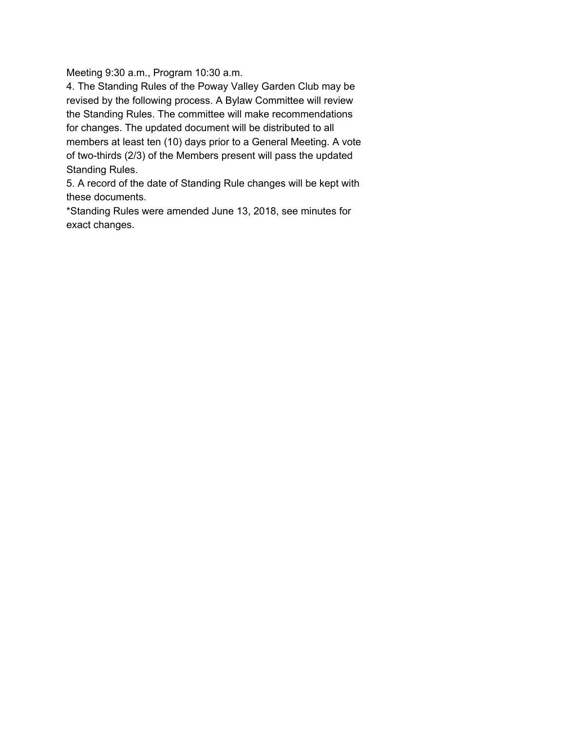Meeting 9:30 a.m., Program 10:30 a.m.

4. The Standing Rules of the Poway Valley Garden Club may be revised by the following process. A Bylaw Committee will review the Standing Rules. The committee will make recommendations for changes. The updated document will be distributed to all members at least ten (10) days prior to a General Meeting. A vote of two-thirds (2/3) of the Members present will pass the updated Standing Rules.

5. A record of the date of Standing Rule changes will be kept with these documents.

*Standing Rules were amended June 13, 2018, see minutes for exact changes.